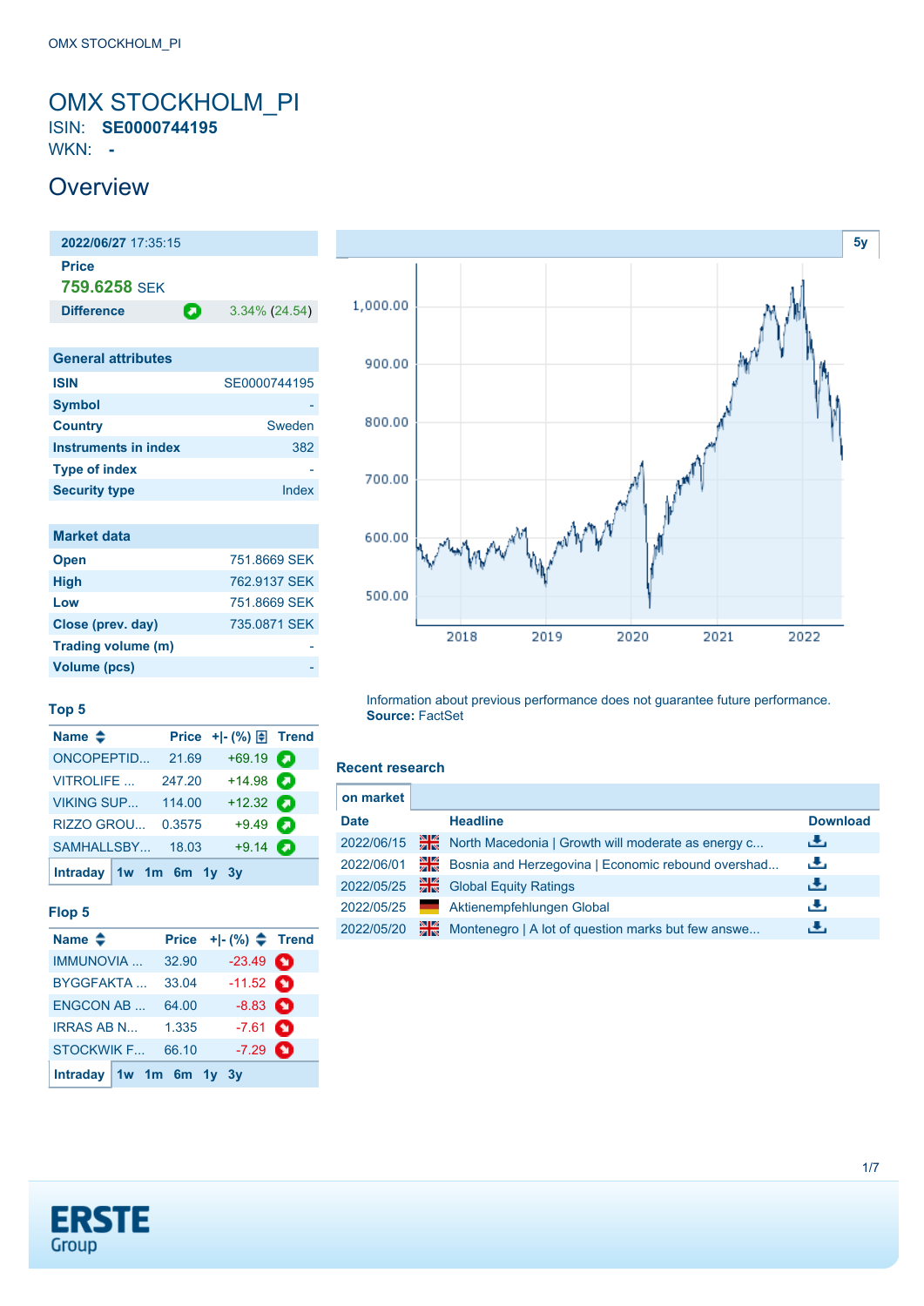OMX STOCKHOLM_PI

# OMX STOCKHOLM_PI

ISIN: **SE0000744195**

WKN: **-**

## Overview

| 2022/06/27 17:35:15 | |
|---|---|
| Price | |
| 759.6258 SEK | |
| Difference | 3.34% (24.54) |

| General attributes | |
|---|---|
| ISIN | SE0000744195 |
| Symbol | - |
| Country | Sweden |
| Instruments in index | 382 |
| Type of index | - |
| Security type | Index |

| Market data | |
|---|---|
| Open | 751.8669 SEK |
| High | 762.9137 SEK |
| Low | 751.8669 SEK |
| Close (prev. day) | 735.0871 SEK |
| Trading volume (m) | - |
| Volume (pcs) | - |

5y

Information about previous performance does not guarantee future performance.
**Source:** FactSet

### Top 5

| Name | Price | +\|- (%) | Trend |
|---|---|---|---|
| ONCOPEPTID... | 21.69 | +69.19 | |
| VITROLIFE ... | 247.20 | +14.98 | |
| VIKING SUP... | 114.00 | +12.32 | |
| RIZZO GROU... | 0.3575 | +9.49 | |
| SAMHALLSBY... | 18.03 | +9.14 | |

Intraday 1w 1m 6m 1y 3y

### Flop 5

| Name | Price | +\|- (%) | Trend |
|---|---|---|---|
| IMMUNOVIA ... | 32.90 | -23.49 | |
| BYGGFAKTA ... | 33.04 | -11.52 | |
| ENGCON AB ... | 64.00 | -8.83 | |
| IRRAS AB N... | 1.335 | -7.61 | |
| STOCKWIK F... | 66.10 | -7.29 | |

Intraday 1w 1m 6m 1y 3y

### Recent research

on market

| Date | Headline | Download |
|---|---|---|
| 2022/06/15 | North Macedonia \| Growth will moderate as energy c... | |
| 2022/06/01 | Bosnia and Herzegovina \| Economic rebound overshad... | |
| 2022/05/25 | Global Equity Ratings | |
| 2022/05/25 | Aktienempfehlungen Global | |
| 2022/05/20 | Montenegro \| A lot of question marks but few answe... | |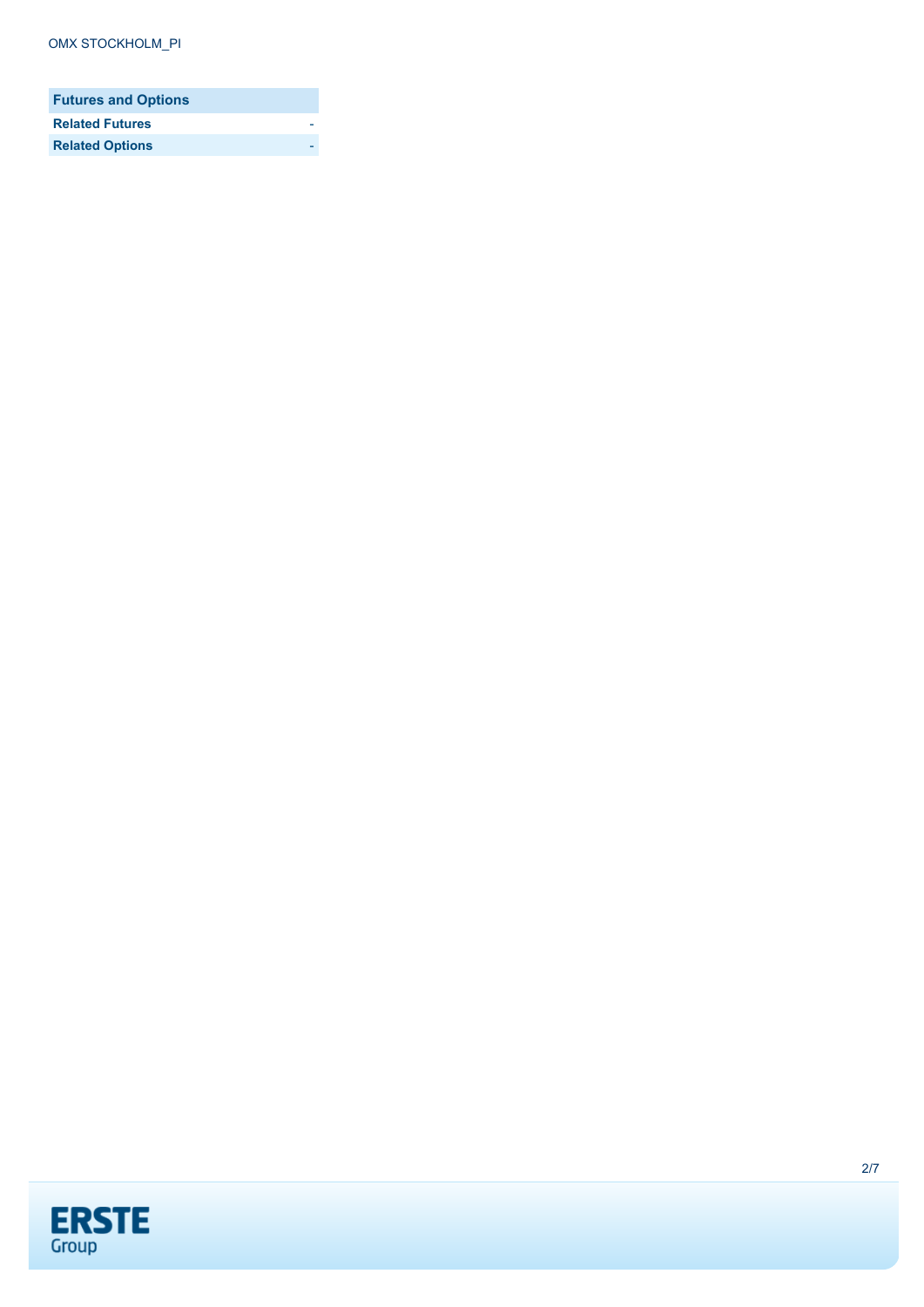| Futures and Options | |
|---|---|
| **Related Futures** | - |
| **Related Options** | - |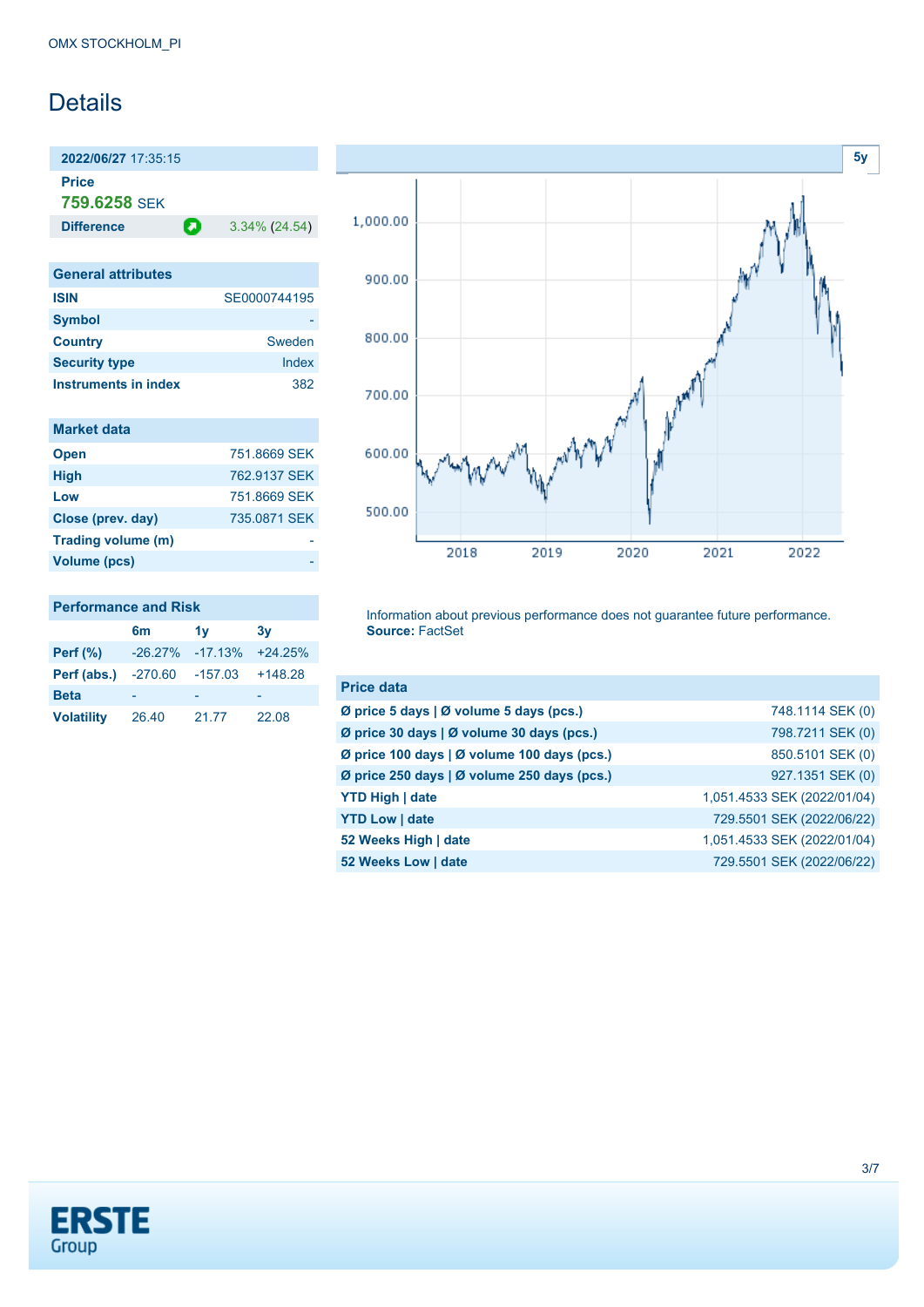# Details

**2022/06/27** 17:35:15

**Price**

**759.6258** SEK

| **Difference** | 3.34% (24.54) |
|---|---|

## General attributes

| | |
|---|---|
| **ISIN** | SE0000744195 |
| **Symbol** | - |
| **Country** | Sweden |
| **Security type** | Index |
| **Instruments in index** | 382 |

## Market data

| | |
|---|---|
| **Open** | 751.8669 SEK |
| **High** | 762.9137 SEK |
| **Low** | 751.8669 SEK |
| **Close (prev. day)** | 735.0871 SEK |
| **Trading volume (m)** | - |
| **Volume (pcs)** | - |

## Performance and Risk

| | 6m | 1y | 3y |
|---|---|---|---|
| **Perf (%)** | -26.27% | -17.13% | +24.25% |
| **Perf (abs.)** | -270.60 | -157.03 | +148.28 |
| **Beta** | - | - | - |
| **Volatility** | 26.40 | 21.77 | 22.08 |

Information about previous performance does not guarantee future performance.
**Source:** FactSet

## Price data

| | |
|---|---|
| **Ø price 5 days \| Ø volume 5 days (pcs.)** | 748.1114 SEK (0) |
| **Ø price 30 days \| Ø volume 30 days (pcs.)** | 798.7211 SEK (0) |
| **Ø price 100 days \| Ø volume 100 days (pcs.)** | 850.5101 SEK (0) |
| **Ø price 250 days \| Ø volume 250 days (pcs.)** | 927.1351 SEK (0) |
| **YTD High \| date** | 1,051.4533 SEK (2022/01/04) |
| **YTD Low \| date** | 729.5501 SEK (2022/06/22) |
| **52 Weeks High \| date** | 1,051.4533 SEK (2022/01/04) |
| **52 Weeks Low \| date** | 729.5501 SEK (2022/06/22) |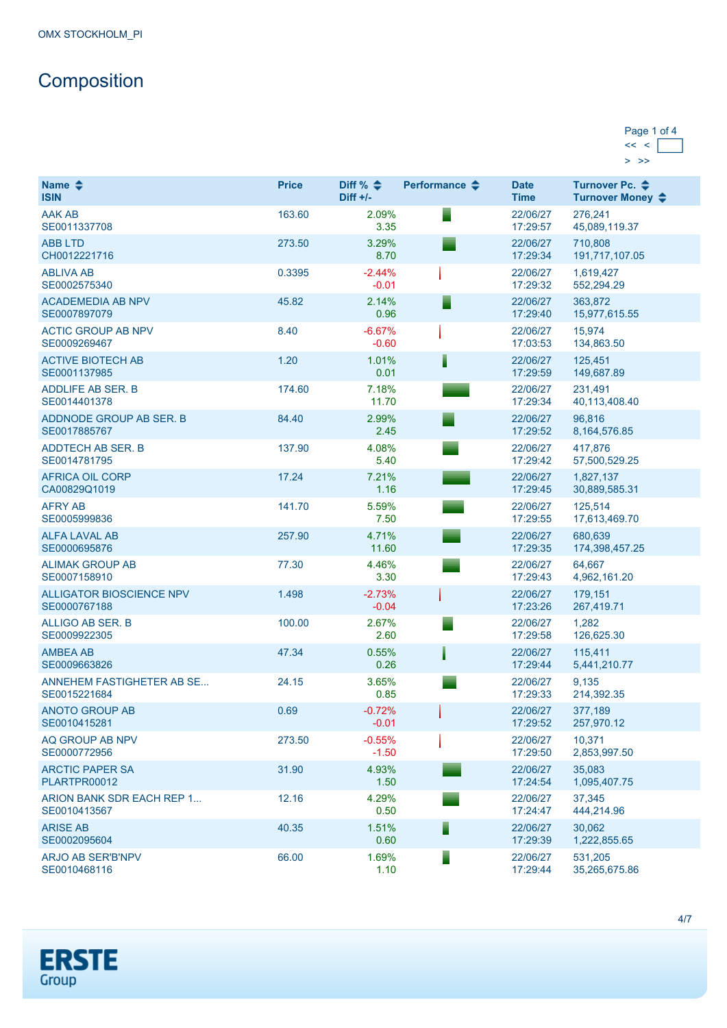OMX STOCKHOLM_PI

# Composition

Page 1 of 4

| Name ISIN | Price | Diff % Diff +/- | Performance | Date Time | Turnover Pc. Turnover Money |
|---|---|---|---|---|---|
| AAK AB SE0011337708 | 163.60 | 2.09% 3.35 | | 22/06/27 17:29:57 | 276,241 45,089,119.37 |
| ABB LTD CH0012221716 | 273.50 | 3.29% 8.70 | | 22/06/27 17:29:34 | 710,808 191,717,107.05 |
| ABLIVA AB SE0002575340 | 0.3395 | -2.44% -0.01 | | 22/06/27 17:29:32 | 1,619,427 552,294.29 |
| ACADEMEDIA AB NPV SE0007897079 | 45.82 | 2.14% 0.96 | | 22/06/27 17:29:40 | 363,872 15,977,615.55 |
| ACTIC GROUP AB NPV SE0009269467 | 8.40 | -6.67% -0.60 | | 22/06/27 17:03:53 | 15,974 134,863.50 |
| ACTIVE BIOTECH AB SE0001137985 | 1.20 | 1.01% 0.01 | | 22/06/27 17:29:59 | 125,451 149,687.89 |
| ADDLIFE AB SER. B SE0014401378 | 174.60 | 7.18% 11.70 | | 22/06/27 17:29:34 | 231,491 40,113,408.40 |
| ADDNODE GROUP AB SER. B SE0017885767 | 84.40 | 2.99% 2.45 | | 22/06/27 17:29:52 | 96,816 8,164,576.85 |
| ADDTECH AB SER. B SE0014781795 | 137.90 | 4.08% 5.40 | | 22/06/27 17:29:42 | 417,876 57,500,529.25 |
| AFRICA OIL CORP CA00829Q1019 | 17.24 | 7.21% 1.16 | | 22/06/27 17:29:45 | 1,827,137 30,889,585.31 |
| AFRY AB SE0005999836 | 141.70 | 5.59% 7.50 | | 22/06/27 17:29:55 | 125,514 17,613,469.70 |
| ALFA LAVAL AB SE0000695876 | 257.90 | 4.71% 11.60 | | 22/06/27 17:29:35 | 680,639 174,398,457.25 |
| ALIMAK GROUP AB SE0007158910 | 77.30 | 4.46% 3.30 | | 22/06/27 17:29:43 | 64,667 4,962,161.20 |
| ALLIGATOR BIOSCIENCE NPV SE0000767188 | 1.498 | -2.73% -0.04 | | 22/06/27 17:23:26 | 179,151 267,419.71 |
| ALLIGO AB SER. B SE0009922305 | 100.00 | 2.67% 2.60 | | 22/06/27 17:29:58 | 1,282 126,625.30 |
| AMBEA AB SE0009663826 | 47.34 | 0.55% 0.26 | | 22/06/27 17:29:44 | 115,411 5,441,210.77 |
| ANNEHEM FASTIGHETER AB SE... SE0015221684 | 24.15 | 3.65% 0.85 | | 22/06/27 17:29:33 | 9,135 214,392.35 |
| ANOTO GROUP AB SE0010415281 | 0.69 | -0.72% -0.01 | | 22/06/27 17:29:52 | 377,189 257,970.12 |
| AQ GROUP AB NPV SE0000772956 | 273.50 | -0.55% -1.50 | | 22/06/27 17:29:50 | 10,371 2,853,997.50 |
| ARCTIC PAPER SA PLARTPR00012 | 31.90 | 4.93% 1.50 | | 22/06/27 17:24:54 | 35,083 1,095,407.75 |
| ARION BANK SDR EACH REP 1... SE0010413567 | 12.16 | 4.29% 0.50 | | 22/06/27 17:24:47 | 37,345 444,214.96 |
| ARISE AB SE0002095604 | 40.35 | 1.51% 0.60 | | 22/06/27 17:29:39 | 30,062 1,222,855.65 |
| ARJO AB SER'B'NPV SE0010468116 | 66.00 | 1.69% 1.10 | | 22/06/27 17:29:44 | 531,205 35,265,675.86 |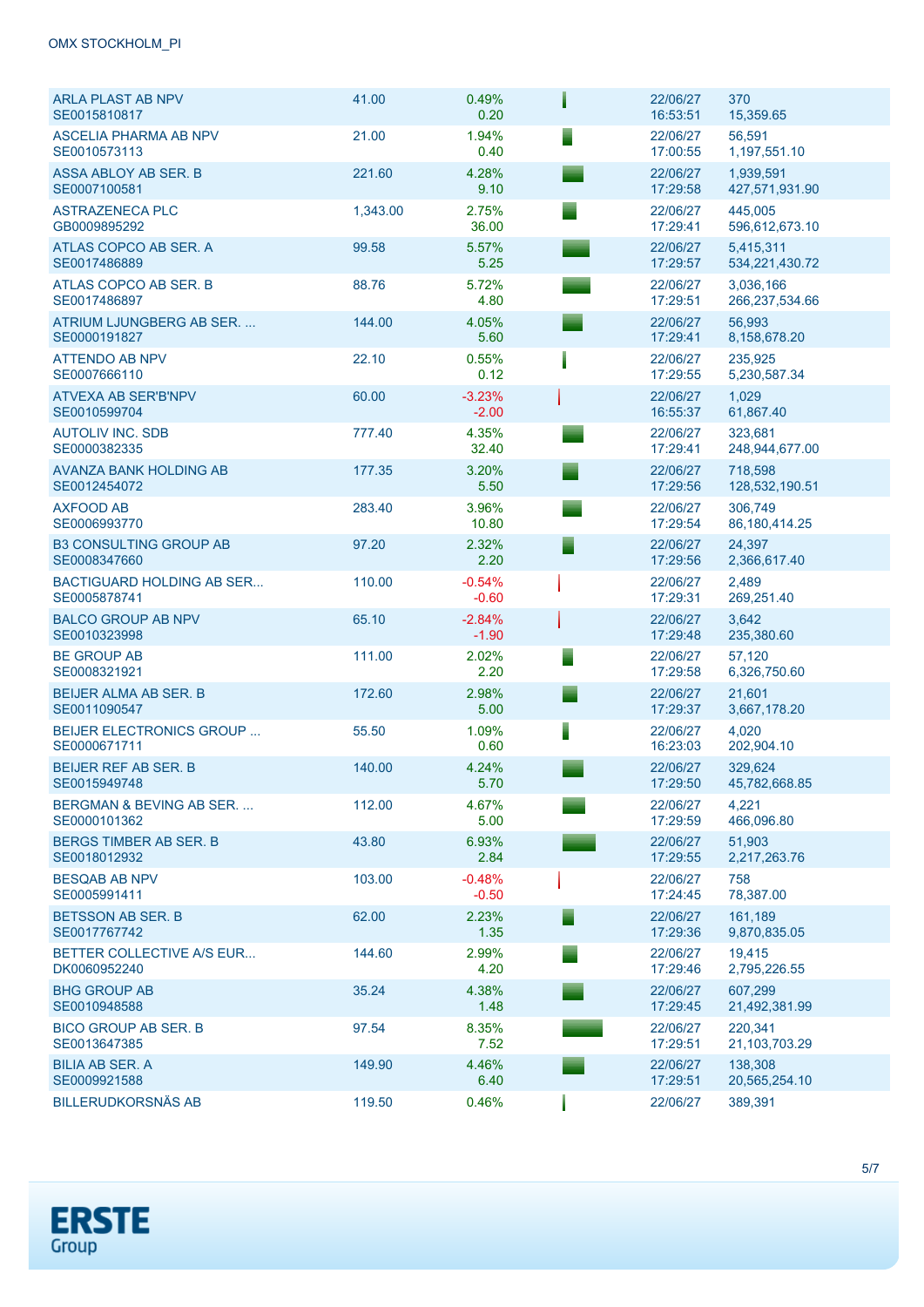| Name / ISIN | Last | Change % / Change | | Date / Time | Volume / Turnover |
|---|---|---|---|---|---|
| ARLA PLAST AB NPV<br>SE0015810817 | 41.00 | 0.49%<br>0.20 | | 22/06/27<br>16:53:51 | 370<br>15,359.65 |
| ASCELIA PHARMA AB NPV<br>SE0010573113 | 21.00 | 1.94%<br>0.40 | | 22/06/27<br>17:00:55 | 56,591<br>1,197,551.10 |
| ASSA ABLOY AB SER. B<br>SE0007100581 | 221.60 | 4.28%<br>9.10 | | 22/06/27<br>17:29:58 | 1,939,591<br>427,571,931.90 |
| ASTRAZENECA PLC<br>GB0009895292 | 1,343.00 | 2.75%<br>36.00 | | 22/06/27<br>17:29:41 | 445,005<br>596,612,673.10 |
| ATLAS COPCO AB SER. A<br>SE0017486889 | 99.58 | 5.57%<br>5.25 | | 22/06/27<br>17:29:57 | 5,415,311<br>534,221,430.72 |
| ATLAS COPCO AB SER. B<br>SE0017486897 | 88.76 | 5.72%<br>4.80 | | 22/06/27<br>17:29:51 | 3,036,166<br>266,237,534.66 |
| ATRIUM LJUNGBERG AB SER. ...<br>SE0000191827 | 144.00 | 4.05%<br>5.60 | | 22/06/27<br>17:29:41 | 56,993<br>8,158,678.20 |
| ATTENDO AB NPV<br>SE0007666110 | 22.10 | 0.55%<br>0.12 | | 22/06/27<br>17:29:55 | 235,925<br>5,230,587.34 |
| ATVEXA AB SER'B'NPV<br>SE0010599704 | 60.00 | -3.23%<br>-2.00 | | 22/06/27<br>16:55:37 | 1,029<br>61,867.40 |
| AUTOLIV INC. SDB<br>SE0000382335 | 777.40 | 4.35%<br>32.40 | | 22/06/27<br>17:29:41 | 323,681<br>248,944,677.00 |
| AVANZA BANK HOLDING AB<br>SE0012454072 | 177.35 | 3.20%<br>5.50 | | 22/06/27<br>17:29:56 | 718,598<br>128,532,190.51 |
| AXFOOD AB<br>SE0006993770 | 283.40 | 3.96%<br>10.80 | | 22/06/27<br>17:29:54 | 306,749<br>86,180,414.25 |
| B3 CONSULTING GROUP AB<br>SE0008347660 | 97.20 | 2.32%<br>2.20 | | 22/06/27<br>17:29:56 | 24,397<br>2,366,617.40 |
| BACTIGUARD HOLDING AB SER...<br>SE0005878741 | 110.00 | -0.54%<br>-0.60 | | 22/06/27<br>17:29:31 | 2,489<br>269,251.40 |
| BALCO GROUP AB NPV<br>SE0010323998 | 65.10 | -2.84%<br>-1.90 | | 22/06/27<br>17:29:48 | 3,642<br>235,380.60 |
| BE GROUP AB<br>SE0008321921 | 111.00 | 2.02%<br>2.20 | | 22/06/27<br>17:29:58 | 57,120<br>6,326,750.60 |
| BEIJER ALMA AB SER. B<br>SE0011090547 | 172.60 | 2.98%<br>5.00 | | 22/06/27<br>17:29:37 | 21,601<br>3,667,178.20 |
| BEIJER ELECTRONICS GROUP ...<br>SE0000671711 | 55.50 | 1.09%<br>0.60 | | 22/06/27<br>16:23:03 | 4,020<br>202,904.10 |
| BEIJER REF AB SER. B<br>SE0015949748 | 140.00 | 4.24%<br>5.70 | | 22/06/27<br>17:29:50 | 329,624<br>45,782,668.85 |
| BERGMAN & BEVING AB SER. ...<br>SE0000101362 | 112.00 | 4.67%<br>5.00 | | 22/06/27<br>17:29:59 | 4,221<br>466,096.80 |
| BERGS TIMBER AB SER. B<br>SE0018012932 | 43.80 | 6.93%<br>2.84 | | 22/06/27<br>17:29:55 | 51,903<br>2,217,263.76 |
| BESQAB AB NPV<br>SE0005991411 | 103.00 | -0.48%<br>-0.50 | | 22/06/27<br>17:24:45 | 758<br>78,387.00 |
| BETSSON AB SER. B<br>SE0017767742 | 62.00 | 2.23%<br>1.35 | | 22/06/27<br>17:29:36 | 161,189<br>9,870,835.05 |
| BETTER COLLECTIVE A/S EUR...<br>DK0060952240 | 144.60 | 2.99%<br>4.20 | | 22/06/27<br>17:29:46 | 19,415<br>2,795,226.55 |
| BHG GROUP AB<br>SE0010948588 | 35.24 | 4.38%<br>1.48 | | 22/06/27<br>17:29:45 | 607,299<br>21,492,381.99 |
| BICO GROUP AB SER. B<br>SE0013647385 | 97.54 | 8.35%<br>7.52 | | 22/06/27<br>17:29:51 | 220,341<br>21,103,703.29 |
| BILIA AB SER. A<br>SE0009921588 | 149.90 | 4.46%<br>6.40 | | 22/06/27<br>17:29:51 | 138,308<br>20,565,254.10 |
| BILLERUDKORSNÄS AB | 119.50 | 0.46% | | 22/06/27 | 389,391 |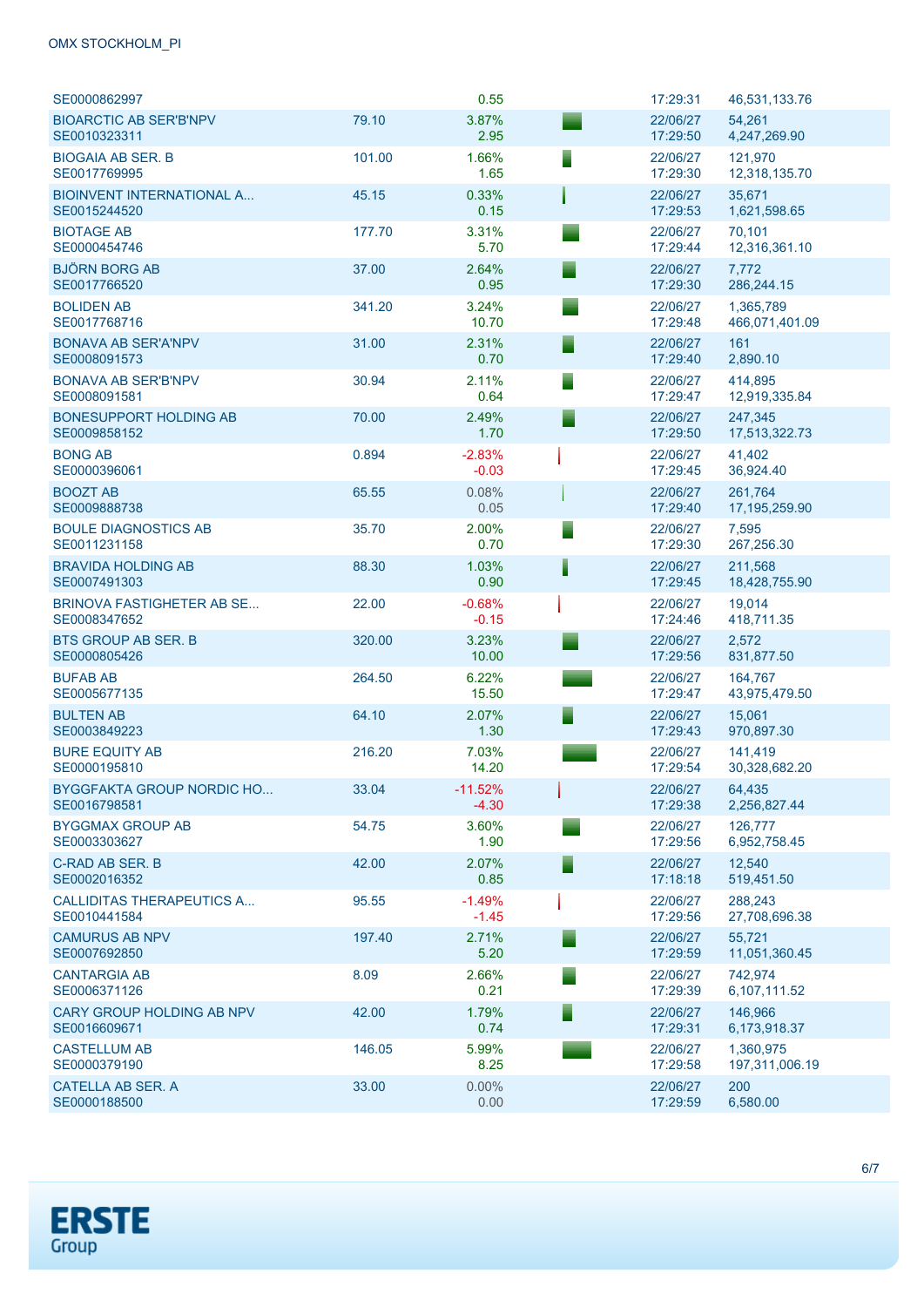| | | | | | |
|---|---|---|---|---|---|
| SE0000862997 | | 0.55 | | 17:29:31 | 46,531,133.76 |
| BIOARCTIC AB SER'B'NPV<br>SE0010323311 | 79.10 | 3.87%<br>2.95 | | 22/06/27<br>17:29:50 | 54,261<br>4,247,269.90 |
| BIOGAIA AB SER. B<br>SE0017769995 | 101.00 | 1.66%<br>1.65 | | 22/06/27<br>17:29:30 | 121,970<br>12,318,135.70 |
| BIOINVENT INTERNATIONAL A...<br>SE0015244520 | 45.15 | 0.33%<br>0.15 | | 22/06/27<br>17:29:53 | 35,671<br>1,621,598.65 |
| BIOTAGE AB<br>SE0000454746 | 177.70 | 3.31%<br>5.70 | | 22/06/27<br>17:29:44 | 70,101<br>12,316,361.10 |
| BJÖRN BORG AB<br>SE0017766520 | 37.00 | 2.64%<br>0.95 | | 22/06/27<br>17:29:30 | 7,772<br>286,244.15 |
| BOLIDEN AB<br>SE0017768716 | 341.20 | 3.24%<br>10.70 | | 22/06/27<br>17:29:48 | 1,365,789<br>466,071,401.09 |
| BONAVA AB SER'A'NPV<br>SE0008091573 | 31.00 | 2.31%<br>0.70 | | 22/06/27<br>17:29:40 | 161<br>2,890.10 |
| BONAVA AB SER'B'NPV<br>SE0008091581 | 30.94 | 2.11%<br>0.64 | | 22/06/27<br>17:29:47 | 414,895<br>12,919,335.84 |
| BONESUPPORT HOLDING AB<br>SE0009858152 | 70.00 | 2.49%<br>1.70 | | 22/06/27<br>17:29:50 | 247,345<br>17,513,322.73 |
| BONG AB<br>SE0000396061 | 0.894 | -2.83%<br>-0.03 | | 22/06/27<br>17:29:45 | 41,402<br>36,924.40 |
| BOOZT AB<br>SE0009888738 | 65.55 | 0.08%<br>0.05 | | 22/06/27<br>17:29:40 | 261,764<br>17,195,259.90 |
| BOULE DIAGNOSTICS AB<br>SE0011231158 | 35.70 | 2.00%<br>0.70 | | 22/06/27<br>17:29:30 | 7,595<br>267,256.30 |
| BRAVIDA HOLDING AB<br>SE0007491303 | 88.30 | 1.03%<br>0.90 | | 22/06/27<br>17:29:45 | 211,568<br>18,428,755.90 |
| BRINOVA FASTIGHETER AB SE...<br>SE0008347652 | 22.00 | -0.68%<br>-0.15 | | 22/06/27<br>17:24:46 | 19,014<br>418,711.35 |
| BTS GROUP AB SER. B<br>SE0000805426 | 320.00 | 3.23%<br>10.00 | | 22/06/27<br>17:29:56 | 2,572<br>831,877.50 |
| BUFAB AB<br>SE0005677135 | 264.50 | 6.22%<br>15.50 | | 22/06/27<br>17:29:47 | 164,767<br>43,975,479.50 |
| BULTEN AB<br>SE0003849223 | 64.10 | 2.07%<br>1.30 | | 22/06/27<br>17:29:43 | 15,061<br>970,897.30 |
| BURE EQUITY AB<br>SE0000195810 | 216.20 | 7.03%<br>14.20 | | 22/06/27<br>17:29:54 | 141,419<br>30,328,682.20 |
| BYGGFAKTA GROUP NORDIC HO...<br>SE0016798581 | 33.04 | -11.52%<br>-4.30 | | 22/06/27<br>17:29:38 | 64,435<br>2,256,827.44 |
| BYGGMAX GROUP AB<br>SE0003303627 | 54.75 | 3.60%<br>1.90 | | 22/06/27<br>17:29:56 | 126,777<br>6,952,758.45 |
| C-RAD AB SER. B<br>SE0002016352 | 42.00 | 2.07%<br>0.85 | | 22/06/27<br>17:18:18 | 12,540<br>519,451.50 |
| CALLIDITAS THERAPEUTICS A...<br>SE0010441584 | 95.55 | -1.49%<br>-1.45 | | 22/06/27<br>17:29:56 | 288,243<br>27,708,696.38 |
| CAMURUS AB NPV<br>SE0007692850 | 197.40 | 2.71%<br>5.20 | | 22/06/27<br>17:29:59 | 55,721<br>11,051,360.45 |
| CANTARGIA AB<br>SE0006371126 | 8.09 | 2.66%<br>0.21 | | 22/06/27<br>17:29:39 | 742,974<br>6,107,111.52 |
| CARY GROUP HOLDING AB NPV<br>SE0016609671 | 42.00 | 1.79%<br>0.74 | | 22/06/27<br>17:29:31 | 146,966<br>6,173,918.37 |
| CASTELLUM AB<br>SE0000379190 | 146.05 | 5.99%<br>8.25 | | 22/06/27<br>17:29:58 | 1,360,975<br>197,311,006.19 |
| CATELLA AB SER. A<br>SE0000188500 | 33.00 | 0.00%<br>0.00 | | 22/06/27<br>17:29:59 | 200<br>6,580.00 |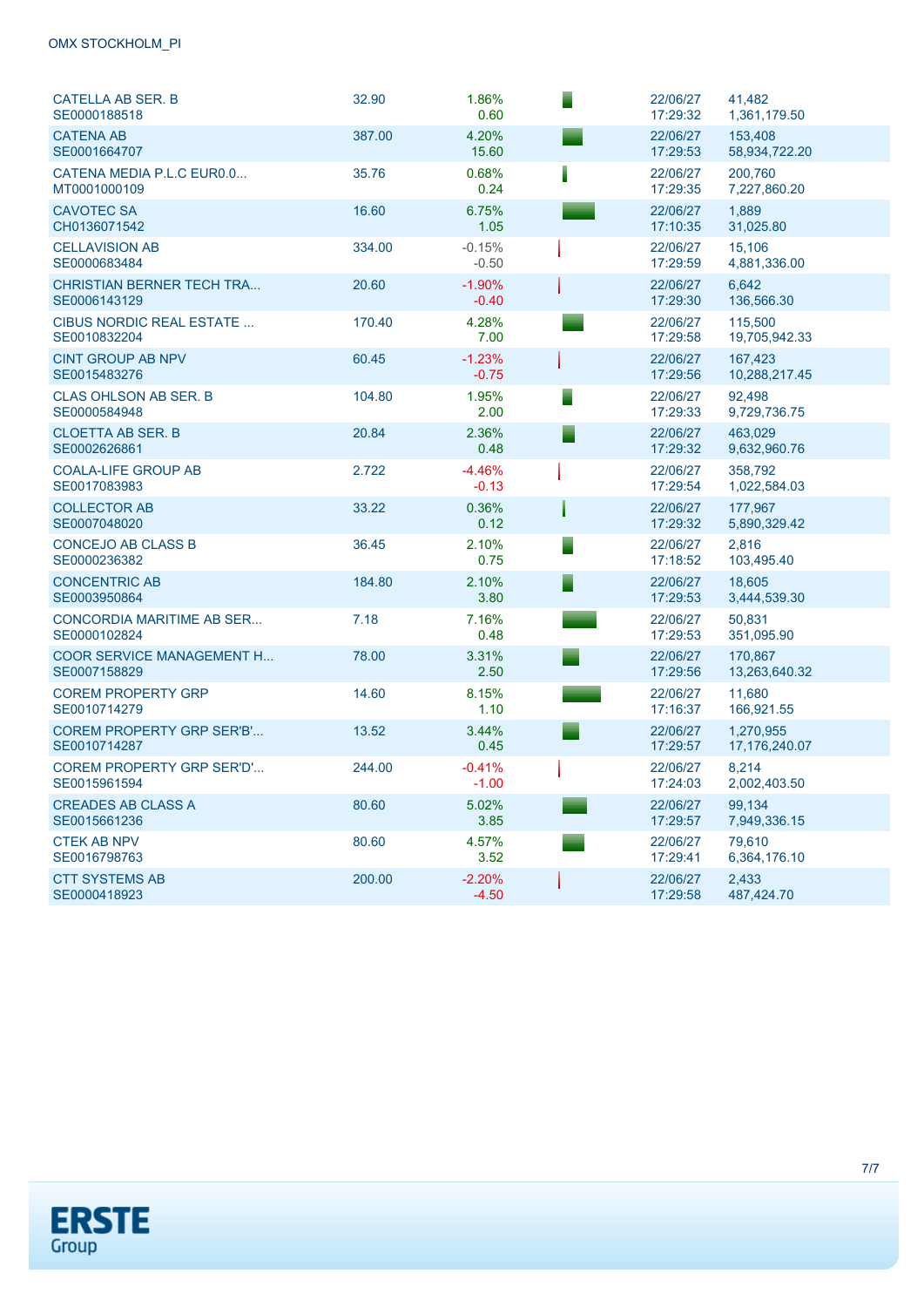OMX STOCKHOLM_PI

| | | | | | |
|---|---|---|---|---|---|
| CATELLA AB SER. B<br>SE0000188518 | 32.90 | 1.86%<br>0.60 | | 22/06/27<br>17:29:32 | 41,482<br>1,361,179.50 |
| CATENA AB<br>SE0001664707 | 387.00 | 4.20%<br>15.60 | | 22/06/27<br>17:29:53 | 153,408<br>58,934,722.20 |
| CATENA MEDIA P.L.C EUR0.0...<br>MT0001000109 | 35.76 | 0.68%<br>0.24 | | 22/06/27<br>17:29:35 | 200,760<br>7,227,860.20 |
| CAVOTEC SA<br>CH0136071542 | 16.60 | 6.75%<br>1.05 | | 22/06/27<br>17:10:35 | 1,889<br>31,025.80 |
| CELLAVISION AB<br>SE0000683484 | 334.00 | -0.15%<br>-0.50 | | 22/06/27<br>17:29:59 | 15,106<br>4,881,336.00 |
| CHRISTIAN BERNER TECH TRA...<br>SE0006143129 | 20.60 | -1.90%<br>-0.40 | | 22/06/27<br>17:29:30 | 6,642<br>136,566.30 |
| CIBUS NORDIC REAL ESTATE ...<br>SE0010832204 | 170.40 | 4.28%<br>7.00 | | 22/06/27<br>17:29:58 | 115,500<br>19,705,942.33 |
| CINT GROUP AB NPV<br>SE0015483276 | 60.45 | -1.23%<br>-0.75 | | 22/06/27<br>17:29:56 | 167,423<br>10,288,217.45 |
| CLAS OHLSON AB SER. B<br>SE0000584948 | 104.80 | 1.95%<br>2.00 | | 22/06/27<br>17:29:33 | 92,498<br>9,729,736.75 |
| CLOETTA AB SER. B<br>SE0002626861 | 20.84 | 2.36%<br>0.48 | | 22/06/27<br>17:29:32 | 463,029<br>9,632,960.76 |
| COALA-LIFE GROUP AB<br>SE0017083983 | 2.722 | -4.46%<br>-0.13 | | 22/06/27<br>17:29:54 | 358,792<br>1,022,584.03 |
| COLLECTOR AB<br>SE0007048020 | 33.22 | 0.36%<br>0.12 | | 22/06/27<br>17:29:32 | 177,967<br>5,890,329.42 |
| CONCEJO AB CLASS B<br>SE0000236382 | 36.45 | 2.10%<br>0.75 | | 22/06/27<br>17:18:52 | 2,816<br>103,495.40 |
| CONCENTRIC AB<br>SE0003950864 | 184.80 | 2.10%<br>3.80 | | 22/06/27<br>17:29:53 | 18,605<br>3,444,539.30 |
| CONCORDIA MARITIME AB SER...<br>SE0000102824 | 7.18 | 7.16%<br>0.48 | | 22/06/27<br>17:29:53 | 50,831<br>351,095.90 |
| COOR SERVICE MANAGEMENT H...<br>SE0007158829 | 78.00 | 3.31%<br>2.50 | | 22/06/27<br>17:29:56 | 170,867<br>13,263,640.32 |
| COREM PROPERTY GRP<br>SE0010714279 | 14.60 | 8.15%<br>1.10 | | 22/06/27<br>17:16:37 | 11,680<br>166,921.55 |
| COREM PROPERTY GRP SER'B'...<br>SE0010714287 | 13.52 | 3.44%<br>0.45 | | 22/06/27<br>17:29:57 | 1,270,955<br>17,176,240.07 |
| COREM PROPERTY GRP SER'D'...<br>SE0015961594 | 244.00 | -0.41%<br>-1.00 | | 22/06/27<br>17:24:03 | 8,214<br>2,002,403.50 |
| CREADES AB CLASS A<br>SE0015661236 | 80.60 | 5.02%<br>3.85 | | 22/06/27<br>17:29:57 | 99,134<br>7,949,336.15 |
| CTEK AB NPV<br>SE0016798763 | 80.60 | 4.57%<br>3.52 | | 22/06/27<br>17:29:41 | 79,610<br>6,364,176.10 |
| CTT SYSTEMS AB<br>SE0000418923 | 200.00 | -2.20%<br>-4.50 | | 22/06/27<br>17:29:58 | 2,433<br>487,424.70 |

ERSTE Group